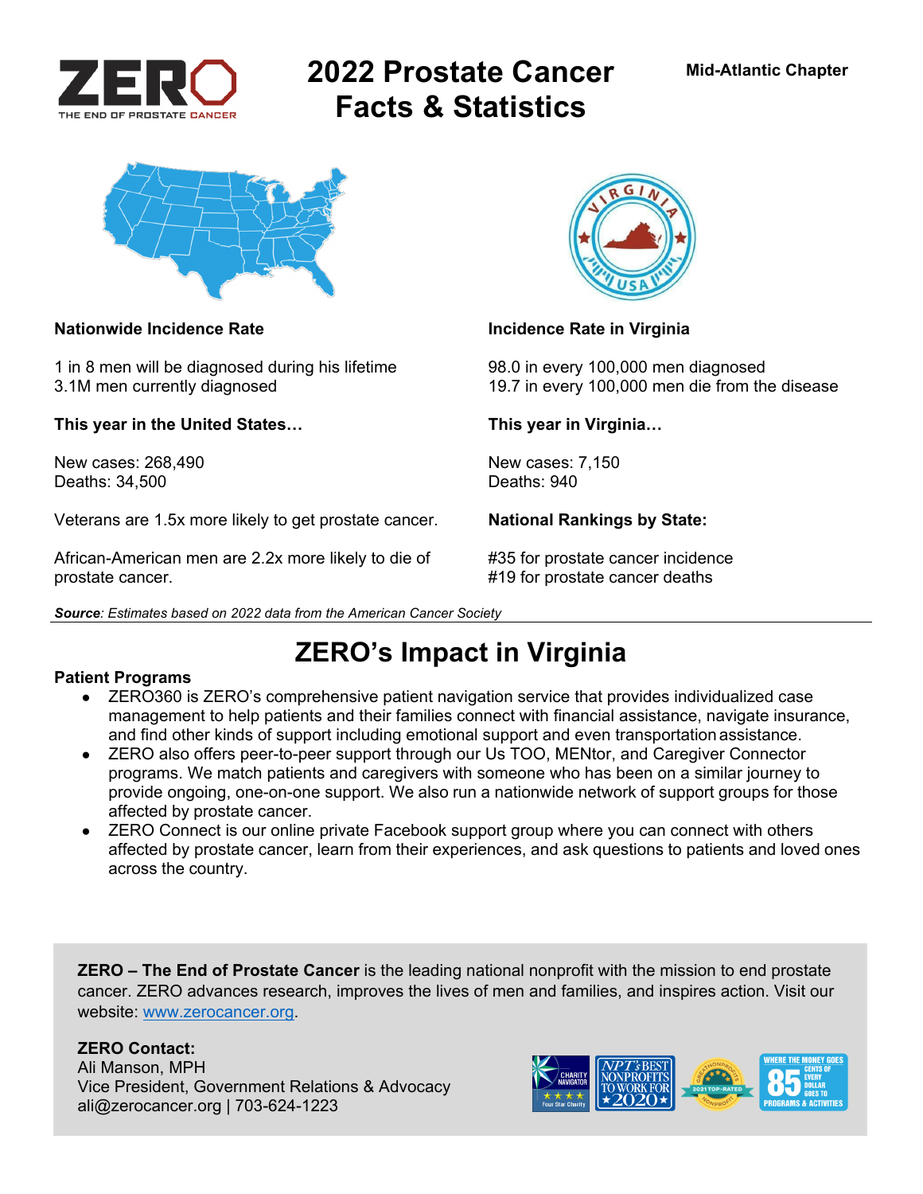# 2022 Prostate Cancer Facts & Statistics

Mid-Atlantic Chapter

**Nationwide Incidence Rate**

1 in 8 men will be diagnosed during his lifetime
3.1M men currently diagnosed

**This year in the United States…**

New cases: 268,490
Deaths: 34,500

Veterans are 1.5x more likely to get prostate cancer.

African-American men are 2.2x more likely to die of prostate cancer.

**Incidence Rate in Virginia**

98.0 in every 100,000 men diagnosed
19.7 in every 100,000 men die from the disease

**This year in Virginia…**

New cases: 7,150
Deaths: 940

**National Rankings by State:**

#35 for prostate cancer incidence
#19 for prostate cancer deaths

***Source**: Estimates based on 2022 data from the American Cancer Society*

## ZERO's Impact in Virginia

**Patient Programs**

- ZERO360 is ZERO's comprehensive patient navigation service that provides individualized case management to help patients and their families connect with financial assistance, navigate insurance, and find other kinds of support including emotional support and even transportation assistance.
- ZERO also offers peer-to-peer support through our Us TOO, MENtor, and Caregiver Connector programs. We match patients and caregivers with someone who has been on a similar journey to provide ongoing, one-on-one support. We also run a nationwide network of support groups for those affected by prostate cancer.
- ZERO Connect is our online private Facebook support group where you can connect with others affected by prostate cancer, learn from their experiences, and ask questions to patients and loved ones across the country.

**ZERO – The End of Prostate Cancer** is the leading national nonprofit with the mission to end prostate cancer. ZERO advances research, improves the lives of men and families, and inspires action. Visit our website: www.zerocancer.org.

**ZERO Contact:**
Ali Manson, MPH
Vice President, Government Relations & Advocacy
ali@zerocancer.org | 703-624-1223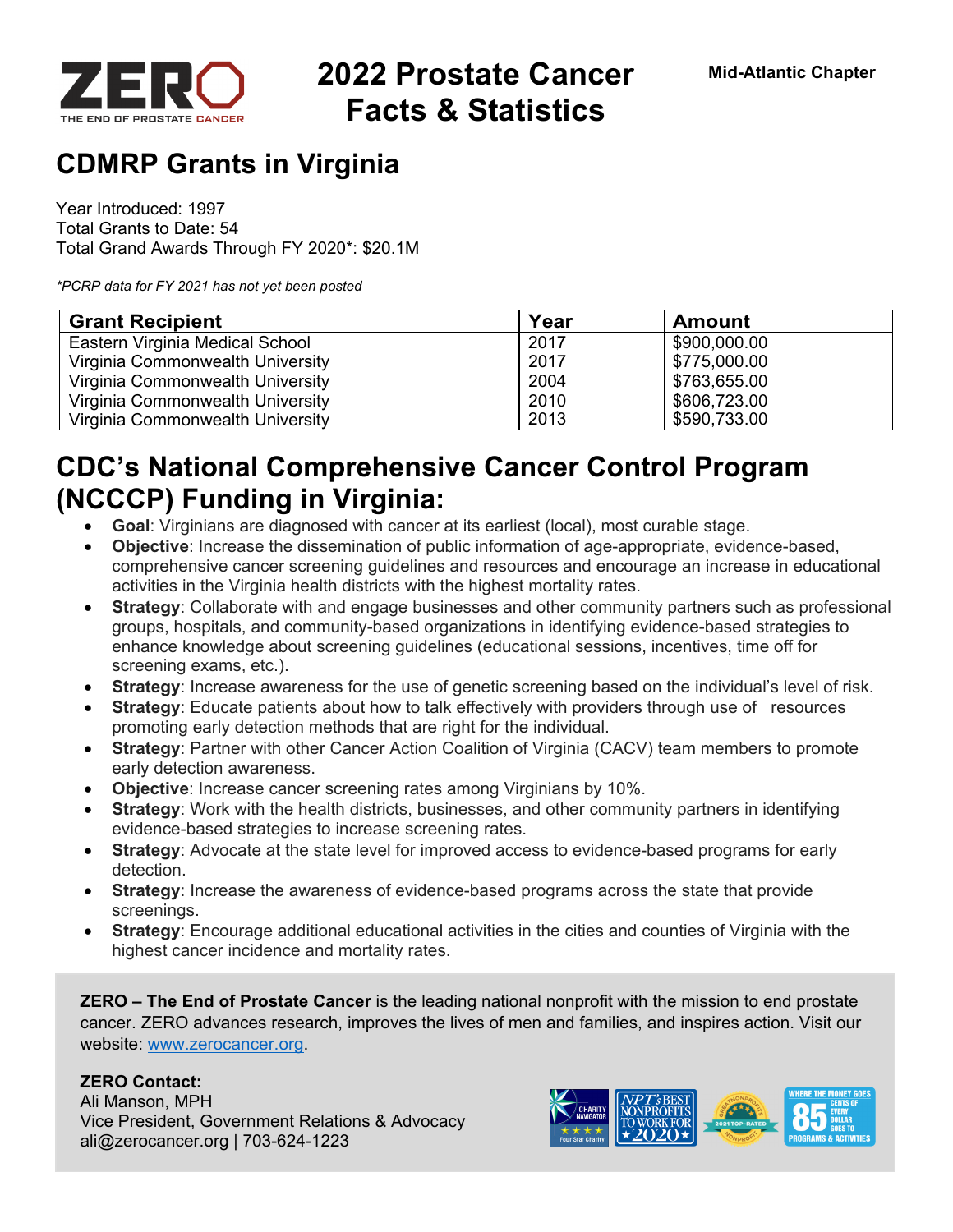# 2022 Prostate Cancer Facts & Statistics

Mid-Atlantic Chapter

## CDMRP Grants in Virginia

Year Introduced: 1997
Total Grants to Date: 54
Total Grand Awards Through FY 2020*: $20.1M

*\*PCRP data for FY 2021 has not yet been posted*

| Grant Recipient | Year | Amount |
|---|---|---|
| Eastern Virginia Medical School | 2017 | $900,000.00 |
| Virginia Commonwealth University | 2017 | $775,000.00 |
| Virginia Commonwealth University | 2004 | $763,655.00 |
| Virginia Commonwealth University | 2010 | $606,723.00 |
| Virginia Commonwealth University | 2013 | $590,733.00 |

## CDC's National Comprehensive Cancer Control Program (NCCCP) Funding in Virginia:

- **Goal**: Virginians are diagnosed with cancer at its earliest (local), most curable stage.
- **Objective**: Increase the dissemination of public information of age-appropriate, evidence-based, comprehensive cancer screening guidelines and resources and encourage an increase in educational activities in the Virginia health districts with the highest mortality rates.
- **Strategy**: Collaborate with and engage businesses and other community partners such as professional groups, hospitals, and community-based organizations in identifying evidence-based strategies to enhance knowledge about screening guidelines (educational sessions, incentives, time off for screening exams, etc.).
- **Strategy**: Increase awareness for the use of genetic screening based on the individual's level of risk.
- **Strategy**: Educate patients about how to talk effectively with providers through use of resources promoting early detection methods that are right for the individual.
- **Strategy**: Partner with other Cancer Action Coalition of Virginia (CACV) team members to promote early detection awareness.
- **Objective**: Increase cancer screening rates among Virginians by 10%.
- **Strategy**: Work with the health districts, businesses, and other community partners in identifying evidence-based strategies to increase screening rates.
- **Strategy**: Advocate at the state level for improved access to evidence-based programs for early detection.
- **Strategy**: Increase the awareness of evidence-based programs across the state that provide screenings.
- **Strategy**: Encourage additional educational activities in the cities and counties of Virginia with the highest cancer incidence and mortality rates.

**ZERO – The End of Prostate Cancer** is the leading national nonprofit with the mission to end prostate cancer. ZERO advances research, improves the lives of men and families, and inspires action. Visit our website: www.zerocancer.org.

**ZERO Contact:**
Ali Manson, MPH
Vice President, Government Relations & Advocacy
ali@zerocancer.org | 703-624-1223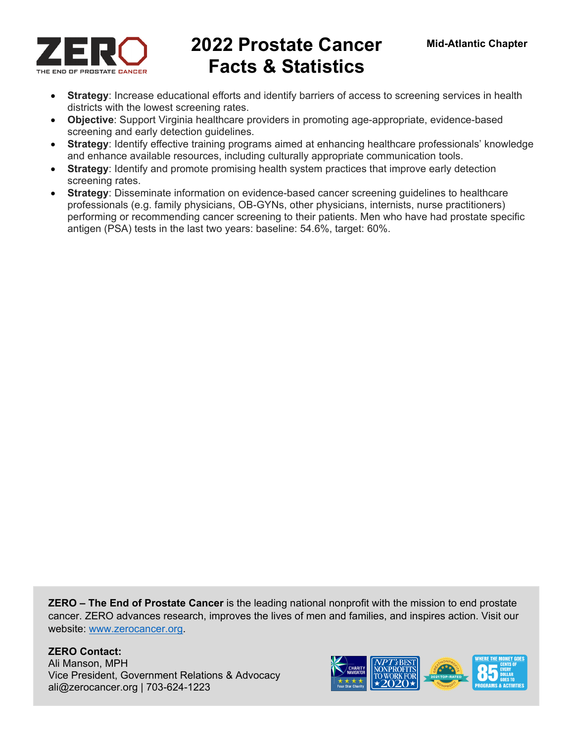- **Strategy**: Increase educational efforts and identify barriers of access to screening services in health districts with the lowest screening rates.
- **Objective**: Support Virginia healthcare providers in promoting age-appropriate, evidence-based screening and early detection guidelines.
- **Strategy**: Identify effective training programs aimed at enhancing healthcare professionals' knowledge and enhance available resources, including culturally appropriate communication tools.
- **Strategy**: Identify and promote promising health system practices that improve early detection screening rates.
- **Strategy**: Disseminate information on evidence-based cancer screening guidelines to healthcare professionals (e.g. family physicians, OB-GYNs, other physicians, internists, nurse practitioners) performing or recommending cancer screening to their patients. Men who have had prostate specific antigen (PSA) tests in the last two years: baseline: 54.6%, target: 60%.

**ZERO – The End of Prostate Cancer** is the leading national nonprofit with the mission to end prostate cancer. ZERO advances research, improves the lives of men and families, and inspires action. Visit our website: [www.zerocancer.org](http://www.zerocancer.org).

**ZERO Contact:**
Ali Manson, MPH
Vice President, Government Relations & Advocacy
ali@zerocancer.org | 703-624-1223